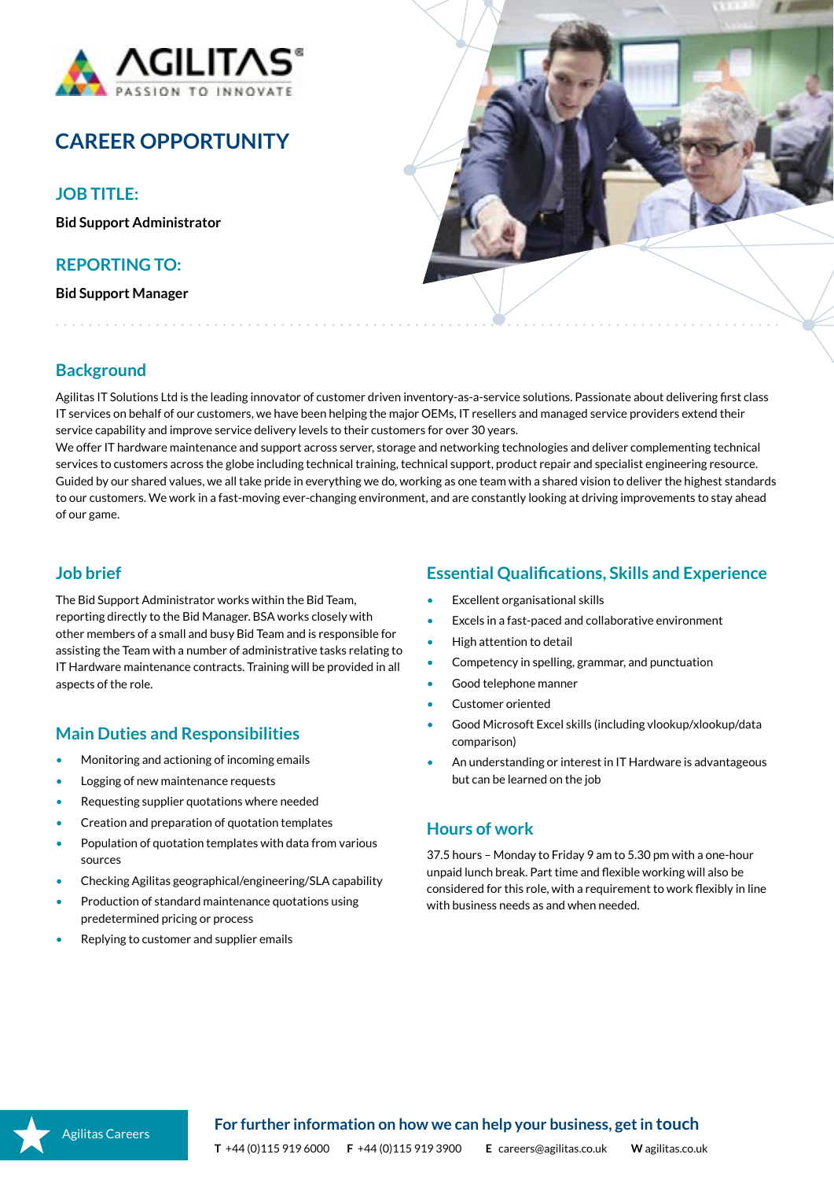AGILITAS®

PASSION TO INNOVATE

# CAREER OPPORTUNITY

## JOB TITLE:

**Bid Support Administrator**

## REPORTING TO:

**Bid Support Manager**

## Background

Agilitas IT Solutions Ltd is the leading innovator of customer driven inventory-as-a-service solutions. Passionate about delivering first class IT services on behalf of our customers, we have been helping the major OEMs, IT resellers and managed service providers extend their service capability and improve service delivery levels to their customers for over 30 years.

We offer IT hardware maintenance and support across server, storage and networking technologies and deliver complementing technical services to customers across the globe including technical training, technical support, product repair and specialist engineering resource. Guided by our shared values, we all take pride in everything we do, working as one team with a shared vision to deliver the highest standards to our customers. We work in a fast-moving ever-changing environment, and are constantly looking at driving improvements to stay ahead of our game.

## Job brief

The Bid Support Administrator works within the Bid Team, reporting directly to the Bid Manager. BSA works closely with other members of a small and busy Bid Team and is responsible for assisting the Team with a number of administrative tasks relating to IT Hardware maintenance contracts. Training will be provided in all aspects of the role.

## Main Duties and Responsibilities

- Monitoring and actioning of incoming emails
- Logging of new maintenance requests
- Requesting supplier quotations where needed
- Creation and preparation of quotation templates
- Population of quotation templates with data from various sources
- Checking Agilitas geographical/engineering/SLA capability
- Production of standard maintenance quotations using predetermined pricing or process
- Replying to customer and supplier emails

## Essential Qualifications, Skills and Experience

- Excellent organisational skills
- Excels in a fast-paced and collaborative environment
- High attention to detail
- Competency in spelling, grammar, and punctuation
- Good telephone manner
- Customer oriented
- Good Microsoft Excel skills (including vlookup/xlookup/data comparison)
- An understanding or interest in IT Hardware is advantageous but can be learned on the job

## Hours of work

37.5 hours – Monday to Friday 9 am to 5.30 pm with a one-hour unpaid lunch break. Part time and flexible working will also be considered for this role, with a requirement to work flexibly in line with business needs as and when needed.

Agilitas Careers

**For further information on how we can help your business, get in touch**

**T** +44 (0)115 919 6000 **F** +44 (0)115 919 3900 **E** careers@agilitas.co.uk **W** agilitas.co.uk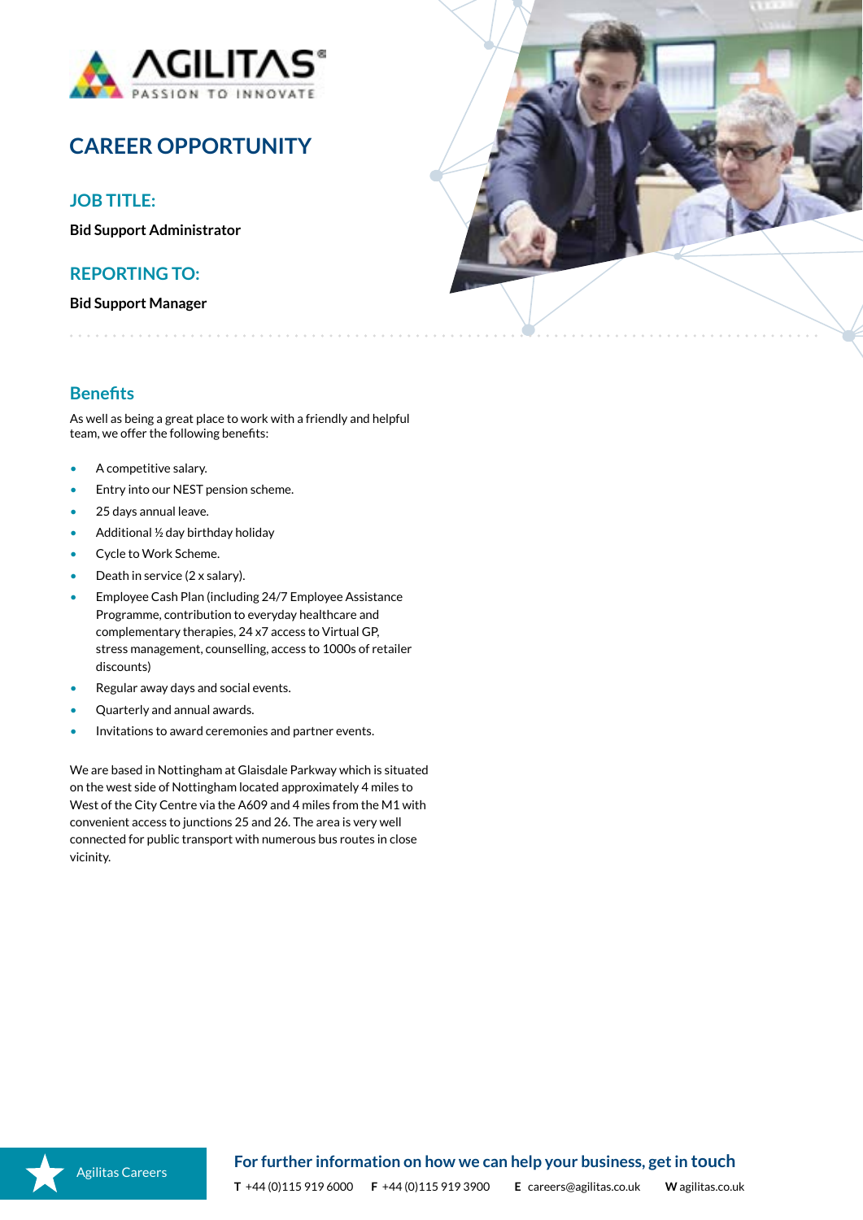# CAREER OPPORTUNITY

## JOB TITLE:

**Bid Support Administrator**

## REPORTING TO:

**Bid Support Manager**

## Benefits

As well as being a great place to work with a friendly and helpful team, we offer the following benefits:

- A competitive salary.
- Entry into our NEST pension scheme.
- 25 days annual leave.
- Additional ½ day birthday holiday
- Cycle to Work Scheme.
- Death in service (2 x salary).
- Employee Cash Plan (including 24/7 Employee Assistance Programme, contribution to everyday healthcare and complementary therapies, 24 x7 access to Virtual GP, stress management, counselling, access to 1000s of retailer discounts)
- Regular away days and social events.
- Quarterly and annual awards.
- Invitations to award ceremonies and partner events.

We are based in Nottingham at Glaisdale Parkway which is situated on the west side of Nottingham located approximately 4 miles to West of the City Centre via the A609 and 4 miles from the M1 with convenient access to junctions 25 and 26. The area is very well connected for public transport with numerous bus routes in close vicinity.

Agilitas Careers

**For further information on how we can help your business, get in touch**

**T** +44 (0)115 919 6000 **F** +44 (0)115 919 3900 **E** careers@agilitas.co.uk **W** agilitas.co.uk